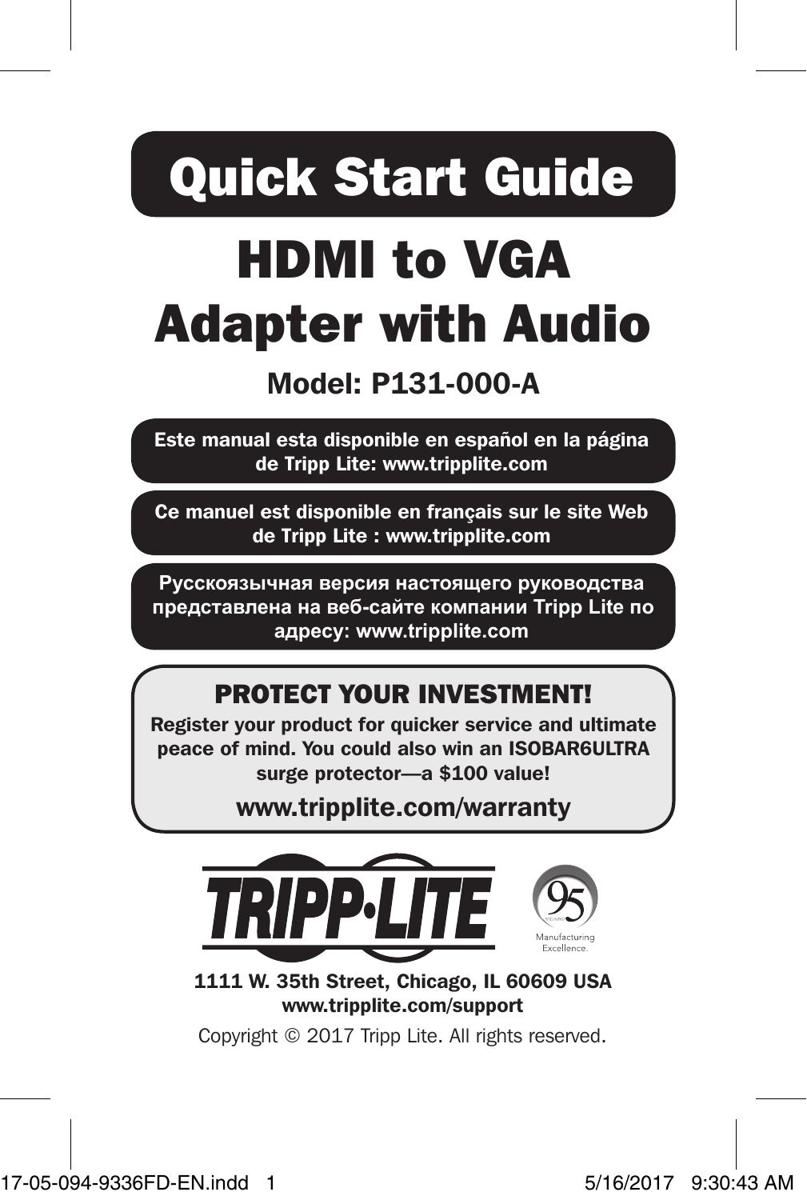# Quick Start Guide

# HDMI to VGA Adapter with Audio

## Model: P131-000-A

**Este manual esta disponible en español en la página de Tripp Lite: www.tripplite.com**

**Ce manuel est disponible en français sur le site Web de Tripp Lite : www.tripplite.com**

**Русскоязычная версия настоящего руководства представлена на веб-сайте компании Tripp Lite по адресу: www.tripplite.com**

### PROTECT YOUR INVESTMENT!

**Register your product for quicker service and ultimate peace of mind. You could also win an ISOBAR6ULTRA surge protector—a $100 value!**

**www.tripplite.com/warranty**

TRIPP·LITE

95 YEARS Manufacturing Excellence.

**1111 W. 35th Street, Chicago, IL 60609 USA**
**www.tripplite.com/support**

Copyright © 2017 Tripp Lite. All rights reserved.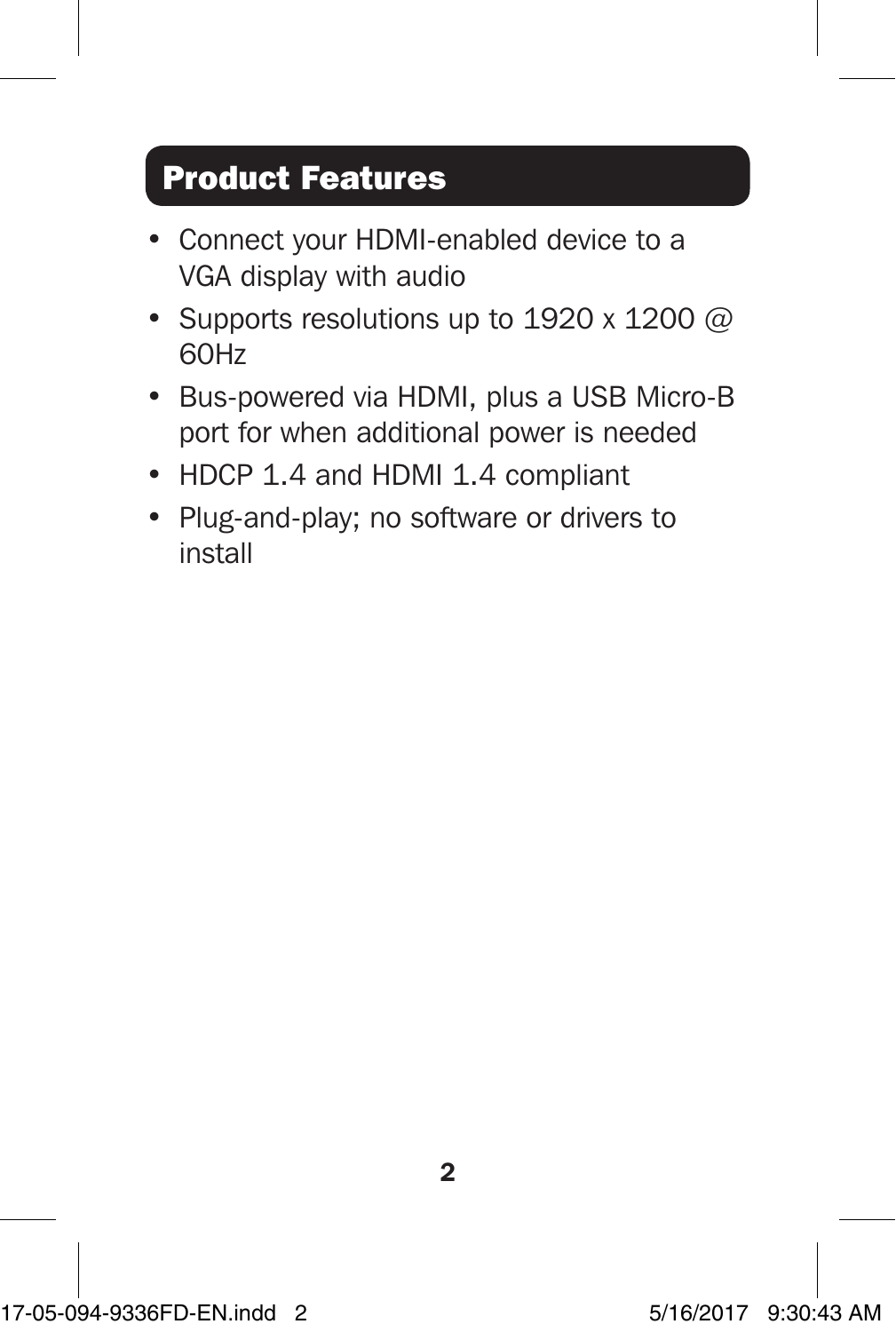## Product Features

- Connect your HDMI-enabled device to a VGA display with audio
- Supports resolutions up to 1920 x 1200 @ 60Hz
- Bus-powered via HDMI, plus a USB Micro-B port for when additional power is needed
- HDCP 1.4 and HDMI 1.4 compliant
- Plug-and-play; no software or drivers to install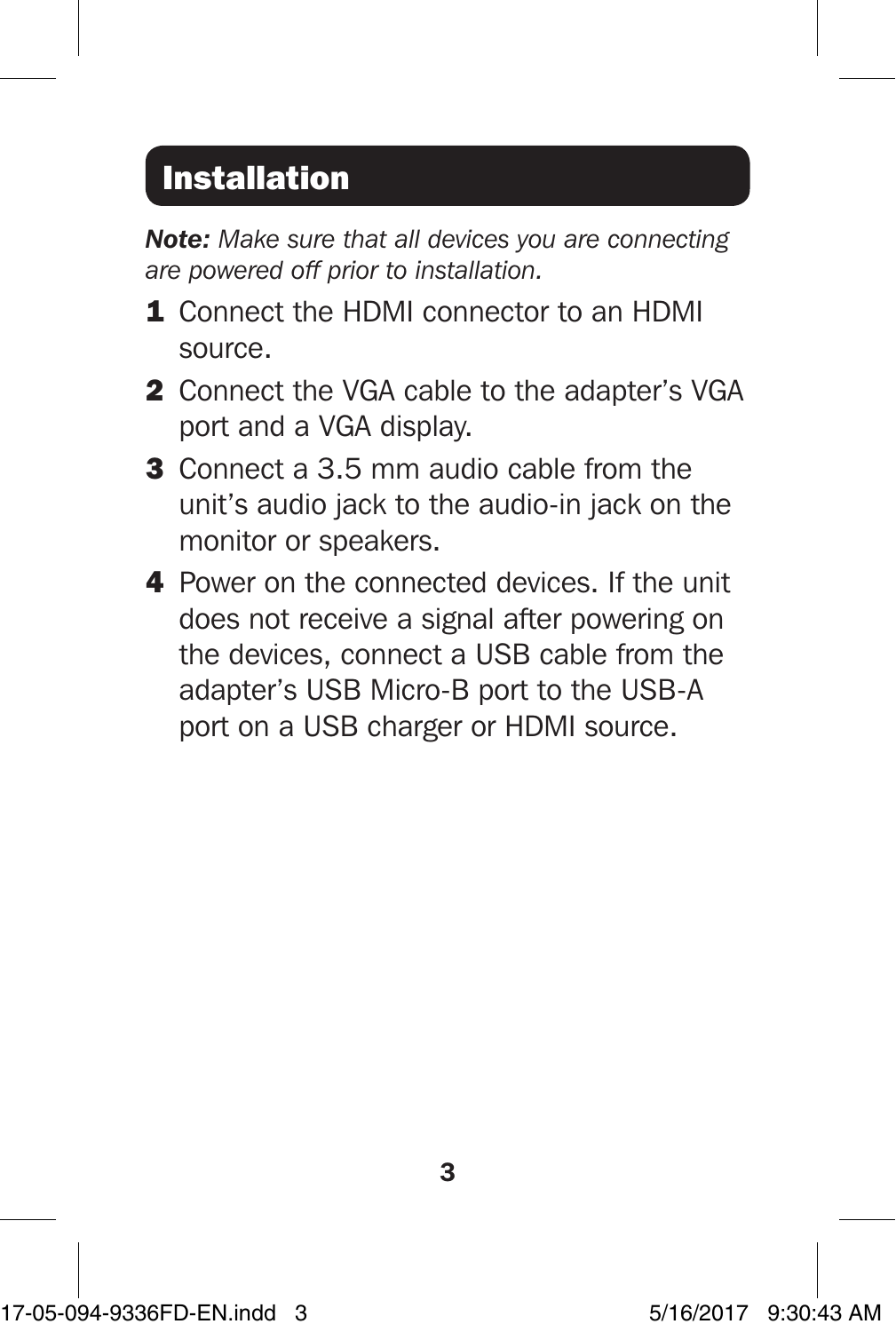## Installation

***Note:*** *Make sure that all devices you are connecting are powered off prior to installation.*

1. Connect the HDMI connector to an HDMI source.
2. Connect the VGA cable to the adapter's VGA port and a VGA display.
3. Connect a 3.5 mm audio cable from the unit's audio jack to the audio-in jack on the monitor or speakers.
4. Power on the connected devices. If the unit does not receive a signal after powering on the devices, connect a USB cable from the adapter's USB Micro-B port to the USB-A port on a USB charger or HDMI source.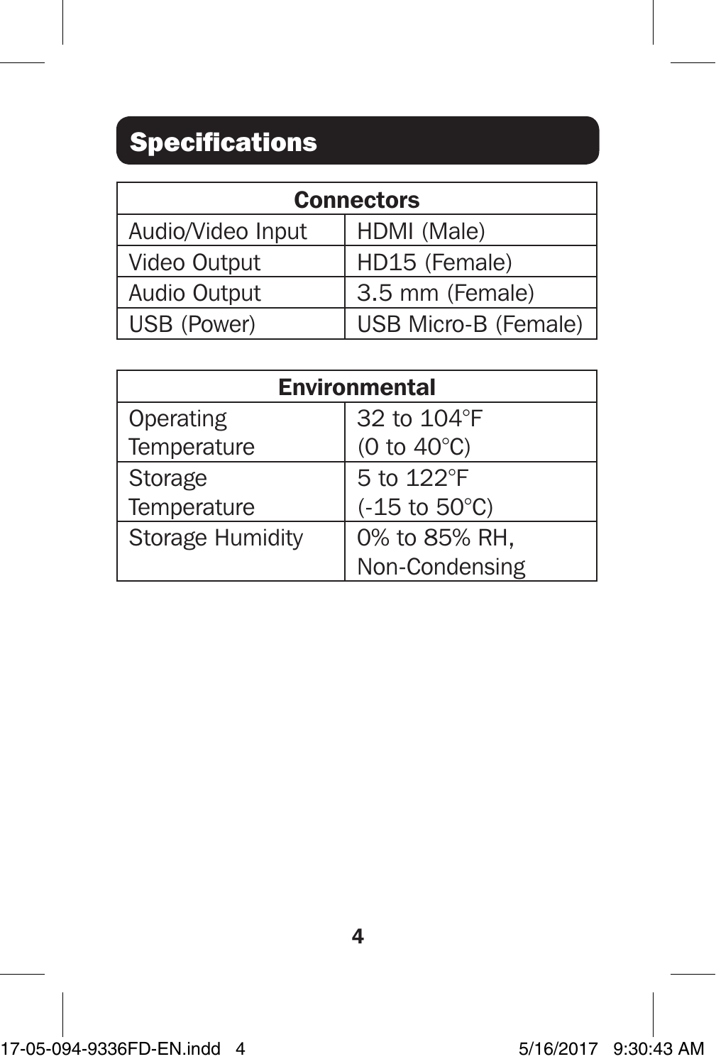## Specifications

| Connectors | |
|---|---|
| Audio/Video Input | HDMI (Male) |
| Video Output | HD15 (Female) |
| Audio Output | 3.5 mm (Female) |
| USB (Power) | USB Micro-B (Female) |

| Environmental | |
|---|---|
| Operating Temperature | 32 to 104°F (0 to 40°C) |
| Storage Temperature | 5 to 122°F (-15 to 50°C) |
| Storage Humidity | 0% to 85% RH, Non-Condensing |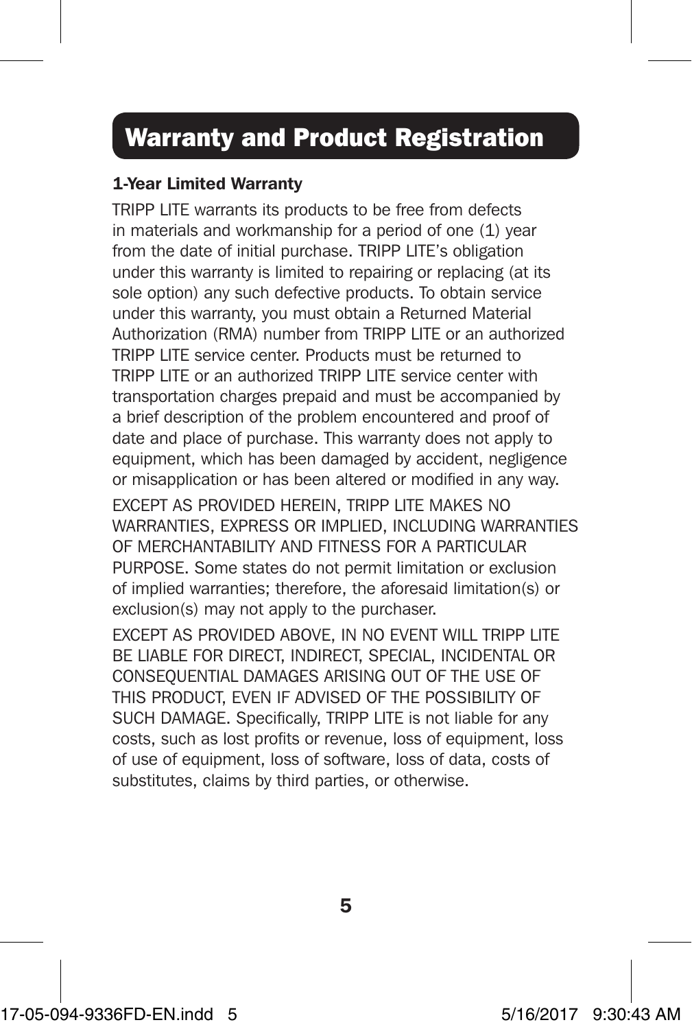# Warranty and Product Registration

### 1-Year Limited Warranty

TRIPP LITE warrants its products to be free from defects in materials and workmanship for a period of one (1) year from the date of initial purchase. TRIPP LITE's obligation under this warranty is limited to repairing or replacing (at its sole option) any such defective products. To obtain service under this warranty, you must obtain a Returned Material Authorization (RMA) number from TRIPP LITE or an authorized TRIPP LITE service center. Products must be returned to TRIPP LITE or an authorized TRIPP LITE service center with transportation charges prepaid and must be accompanied by a brief description of the problem encountered and proof of date and place of purchase. This warranty does not apply to equipment, which has been damaged by accident, negligence or misapplication or has been altered or modified in any way.

EXCEPT AS PROVIDED HEREIN, TRIPP LITE MAKES NO WARRANTIES, EXPRESS OR IMPLIED, INCLUDING WARRANTIES OF MERCHANTABILITY AND FITNESS FOR A PARTICULAR PURPOSE. Some states do not permit limitation or exclusion of implied warranties; therefore, the aforesaid limitation(s) or exclusion(s) may not apply to the purchaser.

EXCEPT AS PROVIDED ABOVE, IN NO EVENT WILL TRIPP LITE BE LIABLE FOR DIRECT, INDIRECT, SPECIAL, INCIDENTAL OR CONSEQUENTIAL DAMAGES ARISING OUT OF THE USE OF THIS PRODUCT, EVEN IF ADVISED OF THE POSSIBILITY OF SUCH DAMAGE. Specifically, TRIPP LITE is not liable for any costs, such as lost profits or revenue, loss of equipment, loss of use of equipment, loss of software, loss of data, costs of substitutes, claims by third parties, or otherwise.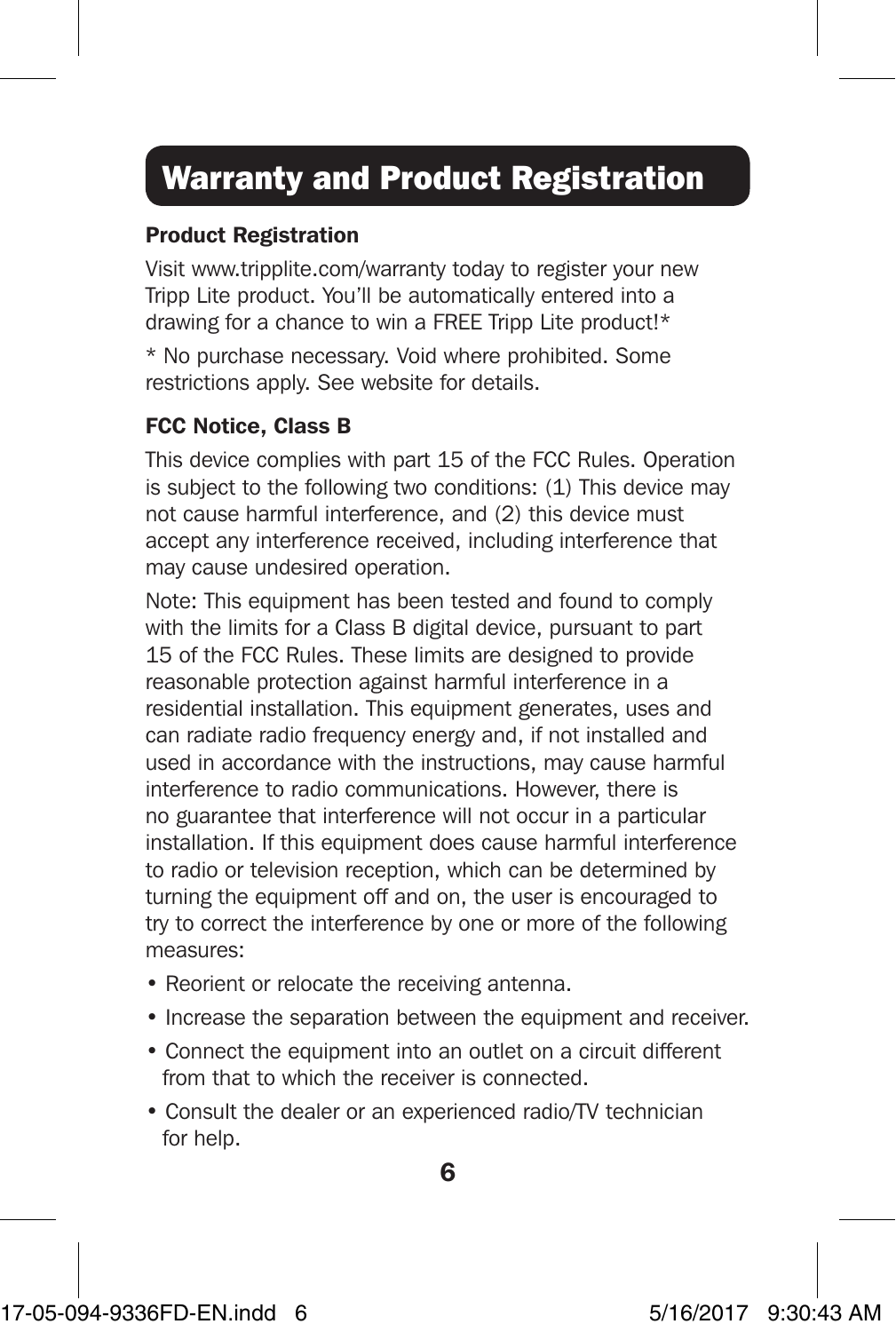# Warranty and Product Registration

### Product Registration

Visit www.tripplite.com/warranty today to register your new Tripp Lite product. You'll be automatically entered into a drawing for a chance to win a FREE Tripp Lite product!*

* No purchase necessary. Void where prohibited. Some restrictions apply. See website for details.

### FCC Notice, Class B

This device complies with part 15 of the FCC Rules. Operation is subject to the following two conditions: (1) This device may not cause harmful interference, and (2) this device must accept any interference received, including interference that may cause undesired operation.

Note: This equipment has been tested and found to comply with the limits for a Class B digital device, pursuant to part 15 of the FCC Rules. These limits are designed to provide reasonable protection against harmful interference in a residential installation. This equipment generates, uses and can radiate radio frequency energy and, if not installed and used in accordance with the instructions, may cause harmful interference to radio communications. However, there is no guarantee that interference will not occur in a particular installation. If this equipment does cause harmful interference to radio or television reception, which can be determined by turning the equipment off and on, the user is encouraged to try to correct the interference by one or more of the following measures:

- Reorient or relocate the receiving antenna.
- Increase the separation between the equipment and receiver.
- Connect the equipment into an outlet on a circuit different from that to which the receiver is connected.
- Consult the dealer or an experienced radio/TV technician for help.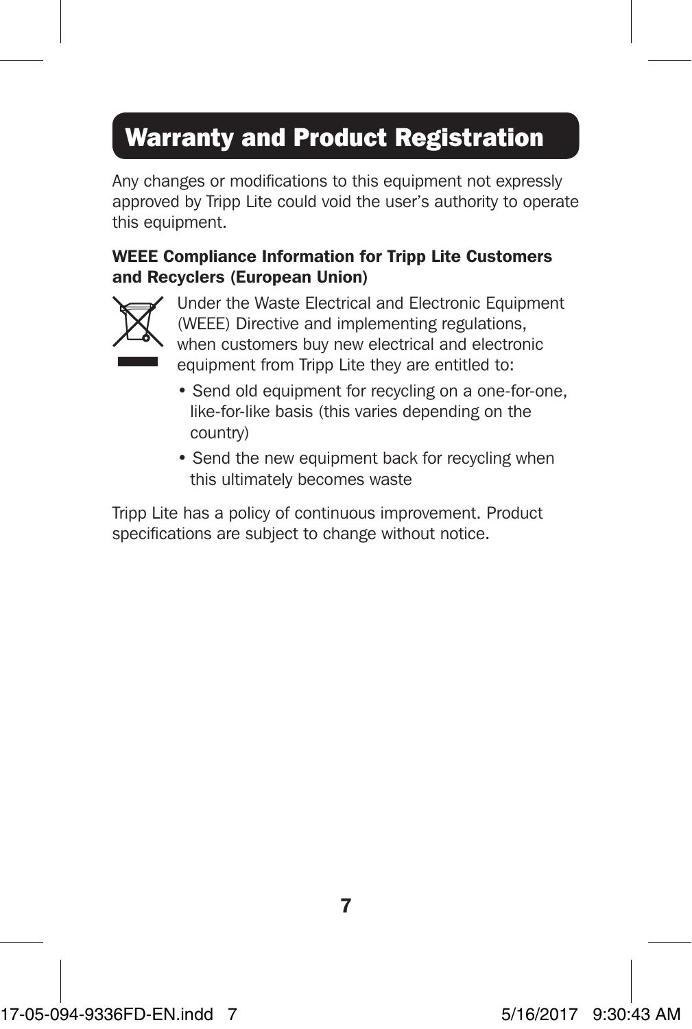# Warranty and Product Registration

Any changes or modifications to this equipment not expressly approved by Tripp Lite could void the user's authority to operate this equipment.

**WEEE Compliance Information for Tripp Lite Customers and Recyclers (European Union)**

Under the Waste Electrical and Electronic Equipment (WEEE) Directive and implementing regulations, when customers buy new electrical and electronic equipment from Tripp Lite they are entitled to:

- Send old equipment for recycling on a one-for-one, like-for-like basis (this varies depending on the country)
- Send the new equipment back for recycling when this ultimately becomes waste

Tripp Lite has a policy of continuous improvement. Product specifications are subject to change without notice.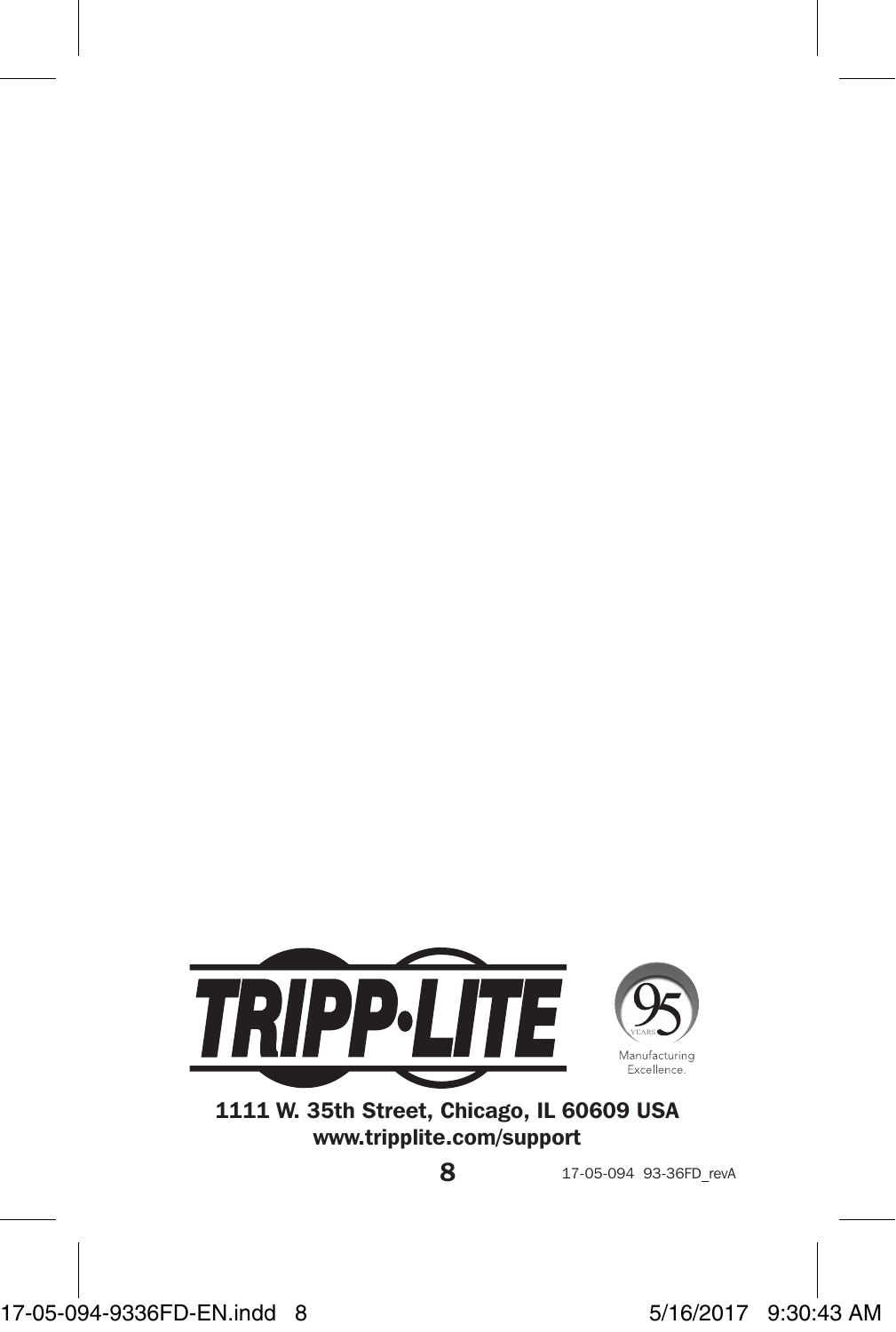TRIPP·LITE

95 YEARS

Manufacturing Excellence.

**1111 W. 35th Street, Chicago, IL 60609 USA**
**www.tripplite.com/support**

17-05-094 93-36FD_revA